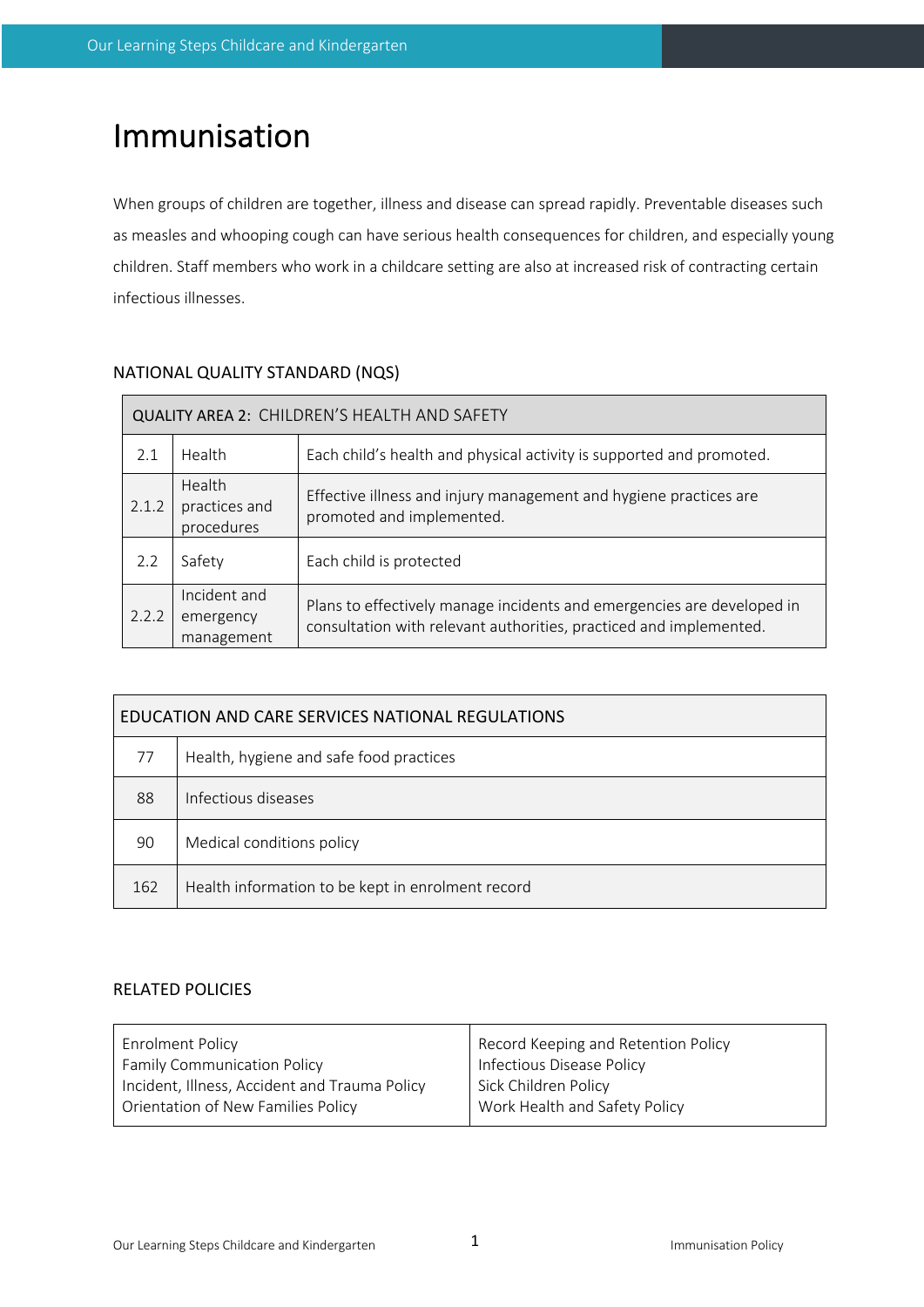# Immunisation

When groups of children are together, illness and disease can spread rapidly. Preventable diseases such as measles and whooping cough can have serious health consequences for children, and especially young children. Staff members who work in a childcare setting are also at increased risk of contracting certain infectious illnesses.

## NATIONAL QUALITY STANDARD (NQS)

| QUALITY AREA 2: CHILDREN'S HEALTH AND SAFETY | | |
|---|---|---|
| 2.1 | Health | Each child's health and physical activity is supported and promoted. |
| 2.1.2 | Health practices and procedures | Effective illness and injury management and hygiene practices are promoted and implemented. |
| 2.2 | Safety | Each child is protected |
| 2.2.2 | Incident and emergency management | Plans to effectively manage incidents and emergencies are developed in consultation with relevant authorities, practiced and implemented. |

| EDUCATION AND CARE SERVICES NATIONAL REGULATIONS | |
|---|---|
| 77 | Health, hygiene and safe food practices |
| 88 | Infectious diseases |
| 90 | Medical conditions policy |
| 162 | Health information to be kept in enrolment record |

## RELATED POLICIES

| | |
|---|---|
| Enrolment Policy<br>Family Communication Policy<br>Incident, Illness, Accident and Trauma Policy<br>Orientation of New Families Policy | Record Keeping and Retention Policy<br>Infectious Disease Policy<br>Sick Children Policy<br>Work Health and Safety Policy |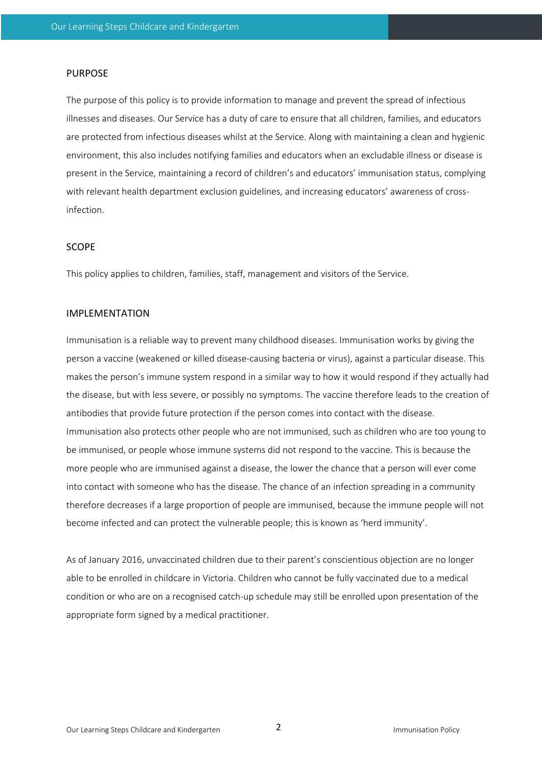## PURPOSE

The purpose of this policy is to provide information to manage and prevent the spread of infectious illnesses and diseases. Our Service has a duty of care to ensure that all children, families, and educators are protected from infectious diseases whilst at the Service. Along with maintaining a clean and hygienic environment, this also includes notifying families and educators when an excludable illness or disease is present in the Service, maintaining a record of children's and educators' immunisation status, complying with relevant health department exclusion guidelines, and increasing educators' awareness of cross-infection.

## SCOPE

This policy applies to children, families, staff, management and visitors of the Service.

## IMPLEMENTATION

Immunisation is a reliable way to prevent many childhood diseases. Immunisation works by giving the person a vaccine (weakened or killed disease-causing bacteria or virus), against a particular disease. This makes the person's immune system respond in a similar way to how it would respond if they actually had the disease, but with less severe, or possibly no symptoms. The vaccine therefore leads to the creation of antibodies that provide future protection if the person comes into contact with the disease. Immunisation also protects other people who are not immunised, such as children who are too young to be immunised, or people whose immune systems did not respond to the vaccine. This is because the more people who are immunised against a disease, the lower the chance that a person will ever come into contact with someone who has the disease. The chance of an infection spreading in a community therefore decreases if a large proportion of people are immunised, because the immune people will not become infected and can protect the vulnerable people; this is known as 'herd immunity'.

As of January 2016, unvaccinated children due to their parent's conscientious objection are no longer able to be enrolled in childcare in Victoria. Children who cannot be fully vaccinated due to a medical condition or who are on a recognised catch-up schedule may still be enrolled upon presentation of the appropriate form signed by a medical practitioner.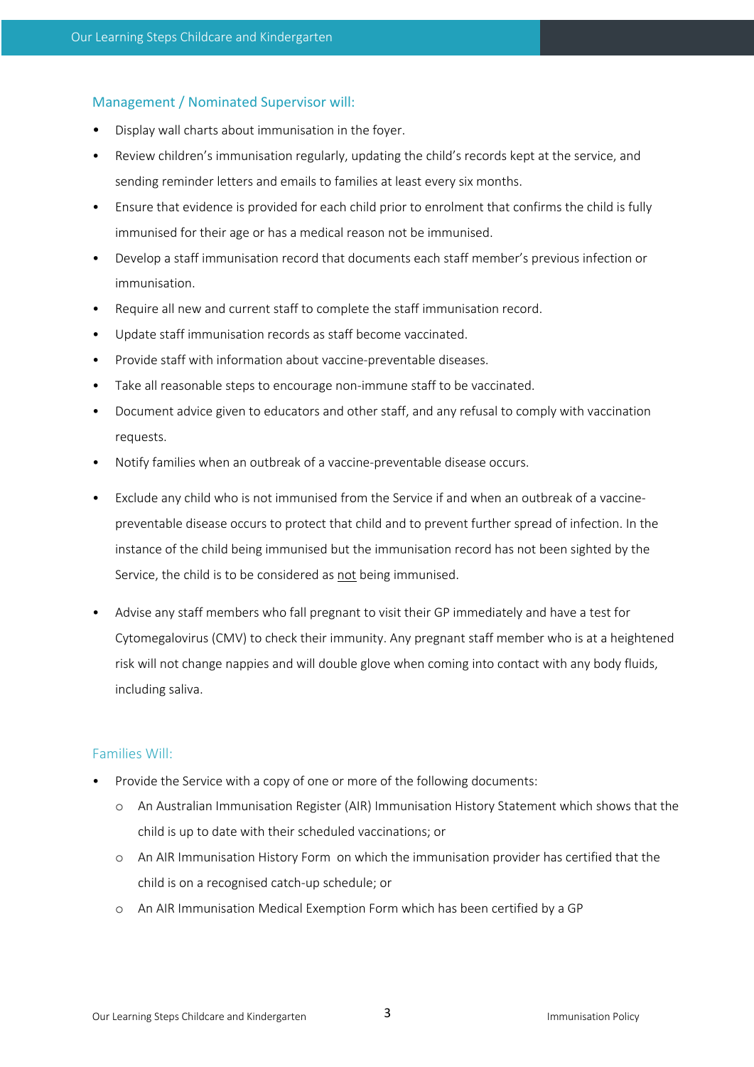### Management / Nominated Supervisor will:

- Display wall charts about immunisation in the foyer.
- Review children's immunisation regularly, updating the child's records kept at the service, and sending reminder letters and emails to families at least every six months.
- Ensure that evidence is provided for each child prior to enrolment that confirms the child is fully immunised for their age or has a medical reason not be immunised.
- Develop a staff immunisation record that documents each staff member's previous infection or immunisation.
- Require all new and current staff to complete the staff immunisation record.
- Update staff immunisation records as staff become vaccinated.
- Provide staff with information about vaccine-preventable diseases.
- Take all reasonable steps to encourage non-immune staff to be vaccinated.
- Document advice given to educators and other staff, and any refusal to comply with vaccination requests.
- Notify families when an outbreak of a vaccine-preventable disease occurs.
- Exclude any child who is not immunised from the Service if and when an outbreak of a vaccine-preventable disease occurs to protect that child and to prevent further spread of infection. In the instance of the child being immunised but the immunisation record has not been sighted by the Service, the child is to be considered as <u>not</u> being immunised.
- Advise any staff members who fall pregnant to visit their GP immediately and have a test for Cytomegalovirus (CMV) to check their immunity. Any pregnant staff member who is at a heightened risk will not change nappies and will double glove when coming into contact with any body fluids, including saliva.

### Families Will:

- Provide the Service with a copy of one or more of the following documents:
  - An Australian Immunisation Register (AIR) Immunisation History Statement which shows that the child is up to date with their scheduled vaccinations; or
  - An AIR Immunisation History Form on which the immunisation provider has certified that the child is on a recognised catch-up schedule; or
  - An AIR Immunisation Medical Exemption Form which has been certified by a GP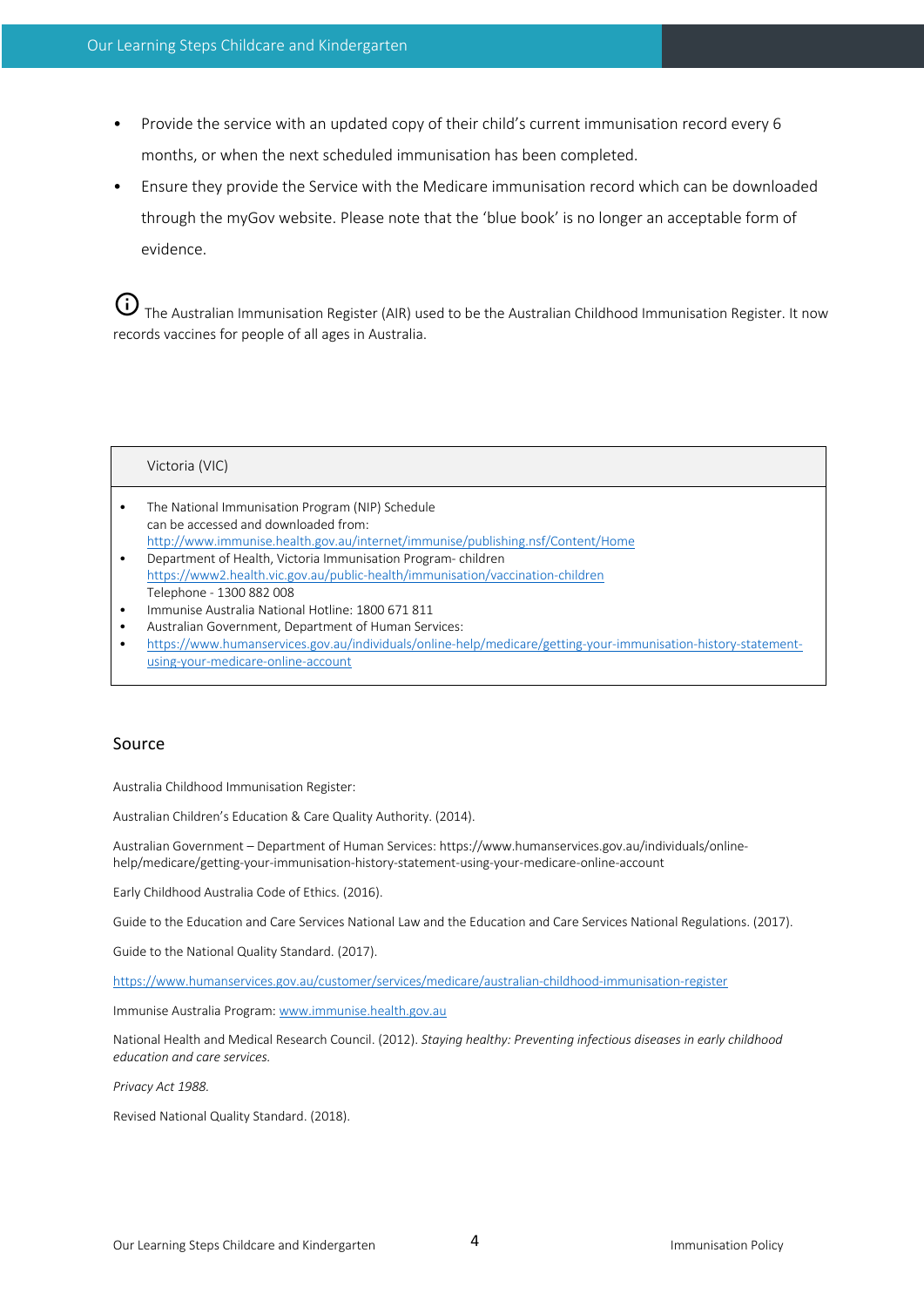- Provide the service with an updated copy of their child's current immunisation record every 6 months, or when the next scheduled immunisation has been completed.
- Ensure they provide the Service with the Medicare immunisation record which can be downloaded through the myGov website. Please note that the 'blue book' is no longer an acceptable form of evidence.

ⓘ The Australian Immunisation Register (AIR) used to be the Australian Childhood Immunisation Register. It now records vaccines for people of all ages in Australia.

| Victoria (VIC) |
|---|
| • The National Immunisation Program (NIP) Schedule can be accessed and downloaded from: http://www.immunise.health.gov.au/internet/immunise/publishing.nsf/Content/Home<br>• Department of Health, Victoria Immunisation Program- children https://www2.health.vic.gov.au/public-health/immunisation/vaccination-children Telephone - 1300 882 008<br>• Immunise Australia National Hotline: 1800 671 811<br>• Australian Government, Department of Human Services:<br>• https://www.humanservices.gov.au/individuals/online-help/medicare/getting-your-immunisation-history-statement-using-your-medicare-online-account |

## Source

Australia Childhood Immunisation Register:

Australian Children's Education & Care Quality Authority. (2014).

Australian Government – Department of Human Services: https://www.humanservices.gov.au/individuals/online-help/medicare/getting-your-immunisation-history-statement-using-your-medicare-online-account

Early Childhood Australia Code of Ethics. (2016).

Guide to the Education and Care Services National Law and the Education and Care Services National Regulations. (2017).

Guide to the National Quality Standard. (2017).

https://www.humanservices.gov.au/customer/services/medicare/australian-childhood-immunisation-register

Immunise Australia Program: www.immunise.health.gov.au

National Health and Medical Research Council. (2012). *Staying healthy: Preventing infectious diseases in early childhood education and care services.*

*Privacy Act 1988.*

Revised National Quality Standard. (2018).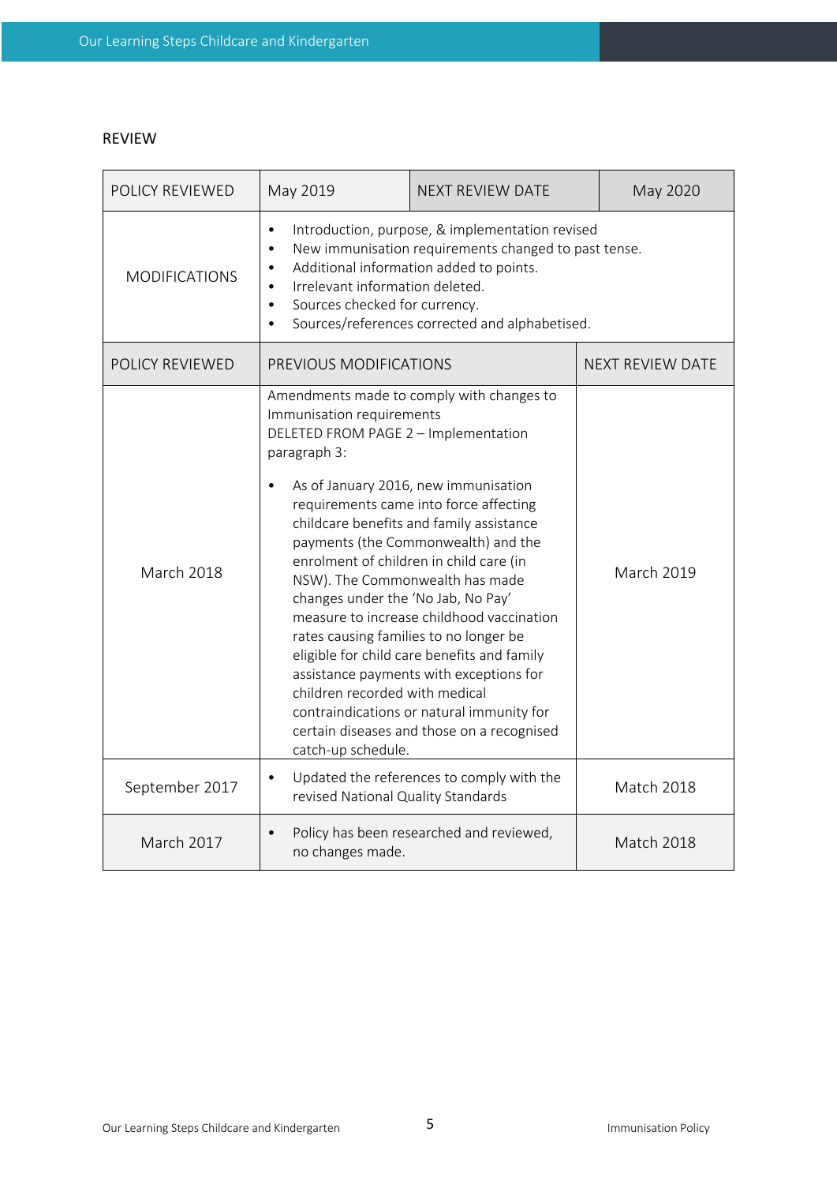## REVIEW

| POLICY REVIEWED | May 2019 | NEXT REVIEW DATE | May 2020 |
|---|---|---|---|
| MODIFICATIONS | • Introduction, purpose, & implementation revised<br>• New immunisation requirements changed to past tense.<br>• Additional information added to points.<br>• Irrelevant information deleted.<br>• Sources checked for currency.<br>• Sources/references corrected and alphabetised. | | |

| POLICY REVIEWED | PREVIOUS MODIFICATIONS | NEXT REVIEW DATE |
|---|---|---|
| March 2018 | Amendments made to comply with changes to Immunisation requirements<br>DELETED FROM PAGE 2 – Implementation paragraph 3:<br>• As of January 2016, new immunisation requirements came into force affecting childcare benefits and family assistance payments (the Commonwealth) and the enrolment of children in child care (in NSW). The Commonwealth has made changes under the 'No Jab, No Pay' measure to increase childhood vaccination rates causing families to no longer be eligible for child care benefits and family assistance payments with exceptions for children recorded with medical contraindications or natural immunity for certain diseases and those on a recognised catch-up schedule. | March 2019 |
| September 2017 | • Updated the references to comply with the revised National Quality Standards | Match 2018 |
| March 2017 | • Policy has been researched and reviewed, no changes made. | Match 2018 |